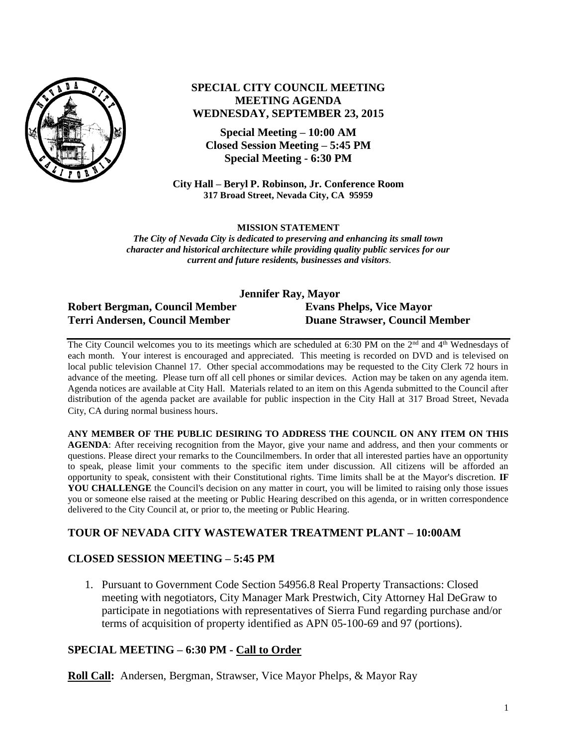# SPECIAL CITY COUNCIL MEETING
# MEETING AGENDA
# WEDNESDAY, SEPTEMBER 23, 2015

**Special Meeting – 10:00 AM**
**Closed Session Meeting – 5:45 PM**
**Special Meeting - 6:30 PM**

**City Hall – Beryl P. Robinson, Jr. Conference Room**
**317 Broad Street, Nevada City, CA 95959**

**MISSION STATEMENT**

***The City of Nevada City is dedicated to preserving and enhancing its small town character and historical architecture while providing quality public services for our current and future residents, businesses and visitors*.**

**Jennifer Ray, Mayor**

**Robert Bergman, Council Member**
**Evans Phelps, Vice Mayor**
**Terri Andersen, Council Member**
**Duane Strawser, Council Member**

The City Council welcomes you to its meetings which are scheduled at 6:30 PM on the 2nd and 4th Wednesdays of each month. Your interest is encouraged and appreciated. This meeting is recorded on DVD and is televised on local public television Channel 17. Other special accommodations may be requested to the City Clerk 72 hours in advance of the meeting. Please turn off all cell phones or similar devices. Action may be taken on any agenda item. Agenda notices are available at City Hall. Materials related to an item on this Agenda submitted to the Council after distribution of the agenda packet are available for public inspection in the City Hall at 317 Broad Street, Nevada City, CA during normal business hours.

**ANY MEMBER OF THE PUBLIC DESIRING TO ADDRESS THE COUNCIL ON ANY ITEM ON THIS AGENDA**: After receiving recognition from the Mayor, give your name and address, and then your comments or questions. Please direct your remarks to the Councilmembers. In order that all interested parties have an opportunity to speak, please limit your comments to the specific item under discussion. All citizens will be afforded an opportunity to speak, consistent with their Constitutional rights. Time limits shall be at the Mayor's discretion. **IF YOU CHALLENGE** the Council's decision on any matter in court, you will be limited to raising only those issues you or someone else raised at the meeting or Public Hearing described on this agenda, or in written correspondence delivered to the City Council at, or prior to, the meeting or Public Hearing.

## TOUR OF NEVADA CITY WASTEWATER TREATMENT PLANT – 10:00AM

## CLOSED SESSION MEETING – 5:45 PM

1. Pursuant to Government Code Section 54956.8 Real Property Transactions: Closed meeting with negotiators, City Manager Mark Prestwich, City Attorney Hal DeGraw to participate in negotiations with representatives of Sierra Fund regarding purchase and/or terms of acquisition of property identified as APN 05-100-69 and 97 (portions).

## SPECIAL MEETING – 6:30 PM - Call to Order

**Roll Call:** Andersen, Bergman, Strawser, Vice Mayor Phelps, & Mayor Ray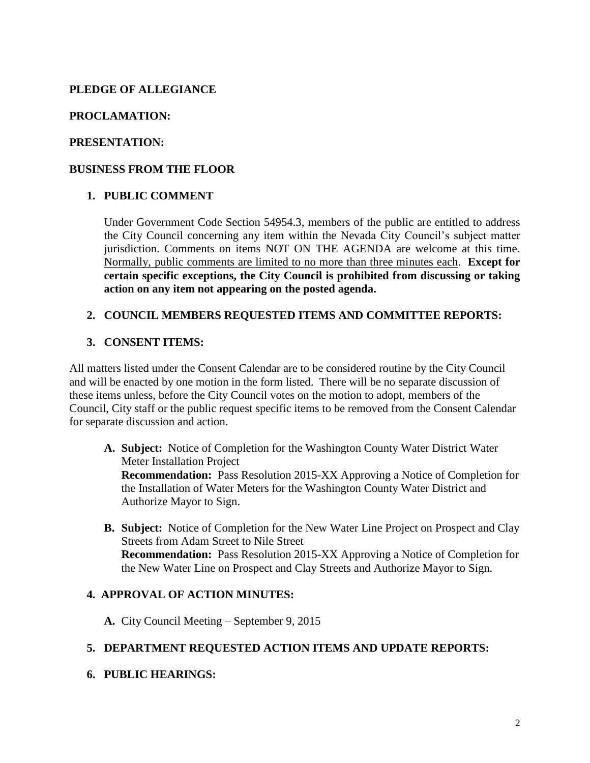**PLEDGE OF ALLEGIANCE**

**PROCLAMATION:**

**PRESENTATION:**

**BUSINESS FROM THE FLOOR**

1. **PUBLIC COMMENT**

   Under Government Code Section 54954.3, members of the public are entitled to address the City Council concerning any item within the Nevada City Council's subject matter jurisdiction. Comments on items NOT ON THE AGENDA are welcome at this time. Normally, public comments are limited to no more than three minutes each. **Except for certain specific exceptions, the City Council is prohibited from discussing or taking action on any item not appearing on the posted agenda.**

2. **COUNCIL MEMBERS REQUESTED ITEMS AND COMMITTEE REPORTS:**

3. **CONSENT ITEMS:**

All matters listed under the Consent Calendar are to be considered routine by the City Council and will be enacted by one motion in the form listed. There will be no separate discussion of these items unless, before the City Council votes on the motion to adopt, members of the Council, City staff or the public request specific items to be removed from the Consent Calendar for separate discussion and action.

- **A. Subject:** Notice of Completion for the Washington County Water District Water Meter Installation Project
  **Recommendation:** Pass Resolution 2015-XX Approving a Notice of Completion for the Installation of Water Meters for the Washington County Water District and Authorize Mayor to Sign.

- **B. Subject:** Notice of Completion for the New Water Line Project on Prospect and Clay Streets from Adam Street to Nile Street
  **Recommendation:** Pass Resolution 2015-XX Approving a Notice of Completion for the New Water Line on Prospect and Clay Streets and Authorize Mayor to Sign.

4. **APPROVAL OF ACTION MINUTES:**

   - **A.** City Council Meeting – September 9, 2015

5. **DEPARTMENT REQUESTED ACTION ITEMS AND UPDATE REPORTS:**

6. **PUBLIC HEARINGS:**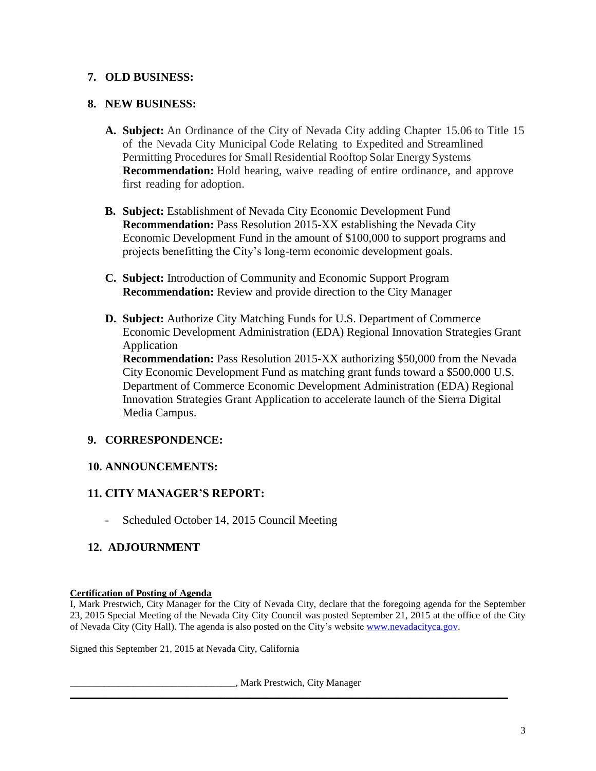## 7. OLD BUSINESS:

## 8. NEW BUSINESS:

**A. Subject:** An Ordinance of the City of Nevada City adding Chapter 15.06 to Title 15 of the Nevada City Municipal Code Relating to Expedited and Streamlined Permitting Procedures for Small Residential Rooftop Solar Energy Systems
**Recommendation:** Hold hearing, waive reading of entire ordinance, and approve first reading for adoption.

**B. Subject:** Establishment of Nevada City Economic Development Fund
**Recommendation:** Pass Resolution 2015-XX establishing the Nevada City Economic Development Fund in the amount of $100,000 to support programs and projects benefitting the City's long-term economic development goals.

**C. Subject:** Introduction of Community and Economic Support Program
**Recommendation:** Review and provide direction to the City Manager

**D. Subject:** Authorize City Matching Funds for U.S. Department of Commerce Economic Development Administration (EDA) Regional Innovation Strategies Grant Application
**Recommendation:** Pass Resolution 2015-XX authorizing $50,000 from the Nevada City Economic Development Fund as matching grant funds toward a $500,000 U.S. Department of Commerce Economic Development Administration (EDA) Regional Innovation Strategies Grant Application to accelerate launch of the Sierra Digital Media Campus.

## 9. CORRESPONDENCE:

## 10. ANNOUNCEMENTS:

## 11. CITY MANAGER'S REPORT:

- Scheduled October 14, 2015 Council Meeting

## 12. ADJOURNMENT

**Certification of Posting of Agenda**

I, Mark Prestwich, City Manager for the City of Nevada City, declare that the foregoing agenda for the September 23, 2015 Special Meeting of the Nevada City City Council was posted September 21, 2015 at the office of the City of Nevada City (City Hall). The agenda is also posted on the City's website www.nevadacityca.gov.

Signed this September 21, 2015 at Nevada City, California

_________________________________, Mark Prestwich, City Manager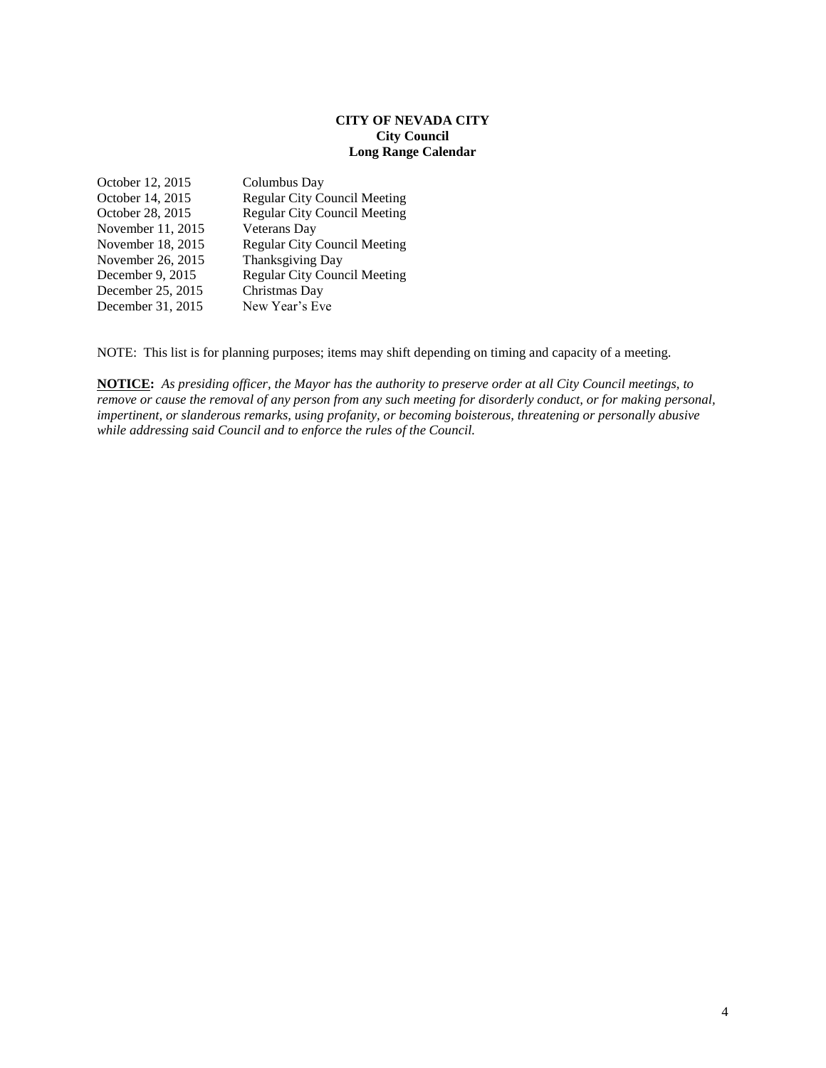**CITY OF NEVADA CITY**
**City Council**
**Long Range Calendar**

| | |
|---|---|
| October 12, 2015 | Columbus Day |
| October 14, 2015 | Regular City Council Meeting |
| October 28, 2015 | Regular City Council Meeting |
| November 11, 2015 | Veterans Day |
| November 18, 2015 | Regular City Council Meeting |
| November 26, 2015 | Thanksgiving Day |
| December 9, 2015 | Regular City Council Meeting |
| December 25, 2015 | Christmas Day |
| December 31, 2015 | New Year's Eve |

NOTE: This list is for planning purposes; items may shift depending on timing and capacity of a meeting.

**NOTICE:** *As presiding officer, the Mayor has the authority to preserve order at all City Council meetings, to remove or cause the removal of any person from any such meeting for disorderly conduct, or for making personal, impertinent, or slanderous remarks, using profanity, or becoming boisterous, threatening or personally abusive while addressing said Council and to enforce the rules of the Council.*